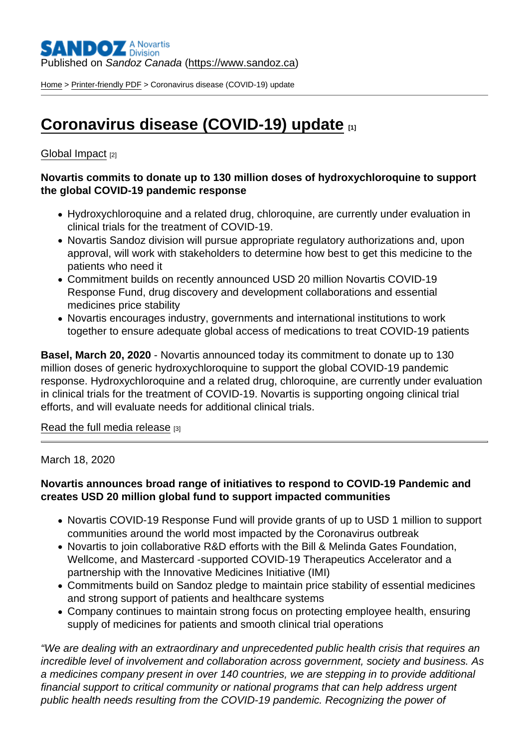Published on *Sandoz Canada* (https://www.sandoz.ca)

Home > Printer-friendly PDF > Coronavirus disease (COVID-19) update

# Coronavirus disease (COVID-19) update [1]

Global Impact [2]

**Novartis commits to donate up to 130 million doses of hydroxychloroquine to support the global COVID-19 pandemic response**

- Hydroxychloroquine and a related drug, chloroquine, are currently under evaluation in clinical trials for the treatment of COVID-19.
- Novartis Sandoz division will pursue appropriate regulatory authorizations and, upon approval, will work with stakeholders to determine how best to get this medicine to the patients who need it
- Commitment builds on recently announced USD 20 million Novartis COVID-19 Response Fund, drug discovery and development collaborations and essential medicines price stability
- Novartis encourages industry, governments and international institutions to work together to ensure adequate global access of medications to treat COVID-19 patients

**Basel, March 20, 2020** - Novartis announced today its commitment to donate up to 130 million doses of generic hydroxychloroquine to support the global COVID-19 pandemic response. Hydroxychloroquine and a related drug, chloroquine, are currently under evaluation in clinical trials for the treatment of COVID-19. Novartis is supporting ongoing clinical trial efforts, and will evaluate needs for additional clinical trials.

Read the full media release [3]

---

March 18, 2020

**Novartis announces broad range of initiatives to respond to COVID-19 Pandemic and creates USD 20 million global fund to support impacted communities**

- Novartis COVID-19 Response Fund will provide grants of up to USD 1 million to support communities around the world most impacted by the Coronavirus outbreak
- Novartis to join collaborative R&D efforts with the Bill & Melinda Gates Foundation, Wellcome, and Mastercard -supported COVID-19 Therapeutics Accelerator and a partnership with the Innovative Medicines Initiative (IMI)
- Commitments build on Sandoz pledge to maintain price stability of essential medicines and strong support of patients and healthcare systems
- Company continues to maintain strong focus on protecting employee health, ensuring supply of medicines for patients and smooth clinical trial operations

*"We are dealing with an extraordinary and unprecedented public health crisis that requires an incredible level of involvement and collaboration across government, society and business. As a medicines company present in over 140 countries, we are stepping in to provide additional financial support to critical community or national programs that can help address urgent public health needs resulting from the COVID-19 pandemic. Recognizing the power of*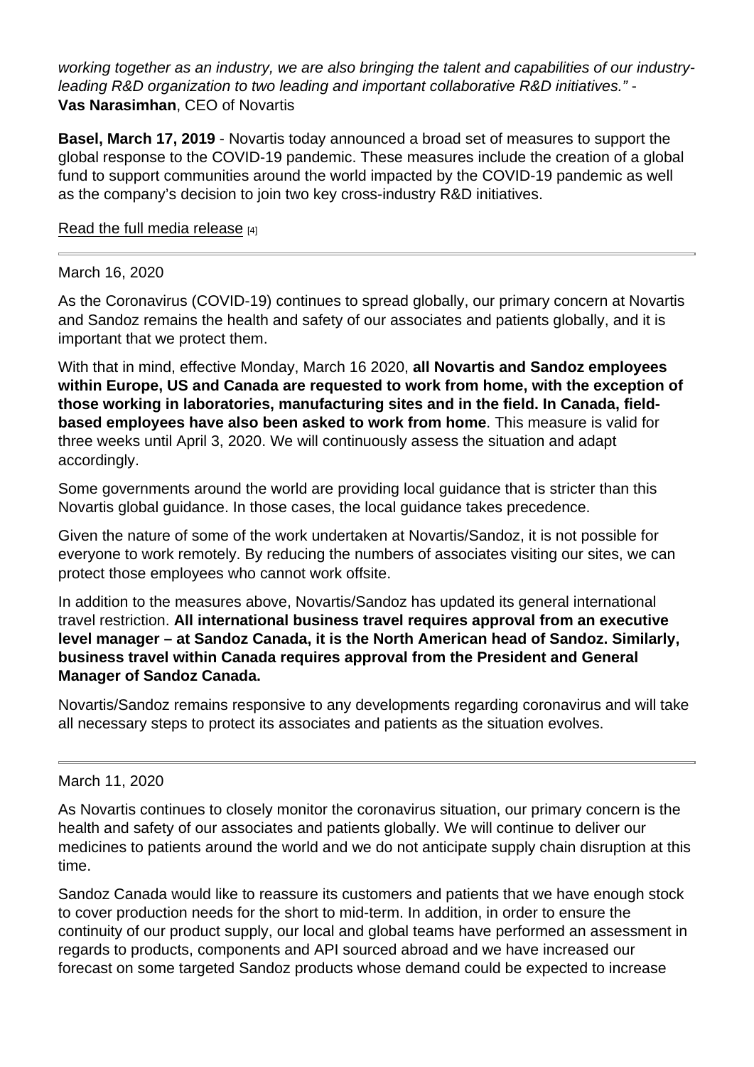*working together as an industry, we are also bringing the talent and capabilities of our industry-leading R&D organization to two leading and important collaborative R&D initiatives." -* **Vas Narasimhan**, CEO of Novartis

**Basel, March 17, 2019** - Novartis today announced a broad set of measures to support the global response to the COVID-19 pandemic. These measures include the creation of a global fund to support communities around the world impacted by the COVID-19 pandemic as well as the company's decision to join two key cross-industry R&D initiatives.

Read the full media release [4]

---

March 16, 2020

As the Coronavirus (COVID-19) continues to spread globally, our primary concern at Novartis and Sandoz remains the health and safety of our associates and patients globally, and it is important that we protect them.

With that in mind, effective Monday, March 16 2020, **all Novartis and Sandoz employees within Europe, US and Canada are requested to work from home, with the exception of those working in laboratories, manufacturing sites and in the field. In Canada, field-based employees have also been asked to work from home**. This measure is valid for three weeks until April 3, 2020. We will continuously assess the situation and adapt accordingly.

Some governments around the world are providing local guidance that is stricter than this Novartis global guidance. In those cases, the local guidance takes precedence.

Given the nature of some of the work undertaken at Novartis/Sandoz, it is not possible for everyone to work remotely. By reducing the numbers of associates visiting our sites, we can protect those employees who cannot work offsite.

In addition to the measures above, Novartis/Sandoz has updated its general international travel restriction. **All international business travel requires approval from an executive level manager – at Sandoz Canada, it is the North American head of Sandoz. Similarly, business travel within Canada requires approval from the President and General Manager of Sandoz Canada.**

Novartis/Sandoz remains responsive to any developments regarding coronavirus and will take all necessary steps to protect its associates and patients as the situation evolves.

---

March 11, 2020

As Novartis continues to closely monitor the coronavirus situation, our primary concern is the health and safety of our associates and patients globally. We will continue to deliver our medicines to patients around the world and we do not anticipate supply chain disruption at this time.

Sandoz Canada would like to reassure its customers and patients that we have enough stock to cover production needs for the short to mid-term. In addition, in order to ensure the continuity of our product supply, our local and global teams have performed an assessment in regards to products, components and API sourced abroad and we have increased our forecast on some targeted Sandoz products whose demand could be expected to increase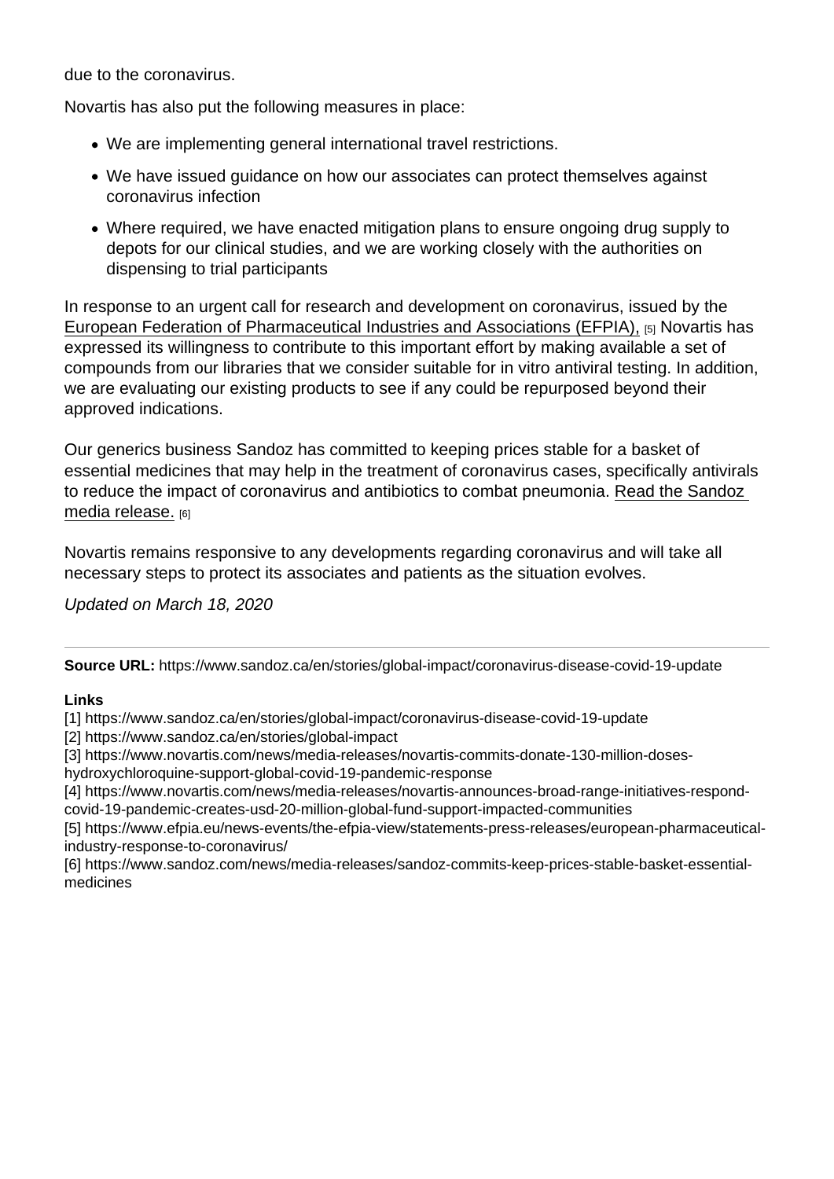due to the coronavirus.

Novartis has also put the following measures in place:

- We are implementing general international travel restrictions.
- We have issued guidance on how our associates can protect themselves against coronavirus infection
- Where required, we have enacted mitigation plans to ensure ongoing drug supply to depots for our clinical studies, and we are working closely with the authorities on dispensing to trial participants

In response to an urgent call for research and development on coronavirus, issued by the European Federation of Pharmaceutical Industries and Associations (EFPIA), [5] Novartis has expressed its willingness to contribute to this important effort by making available a set of compounds from our libraries that we consider suitable for in vitro antiviral testing. In addition, we are evaluating our existing products to see if any could be repurposed beyond their approved indications.

Our generics business Sandoz has committed to keeping prices stable for a basket of essential medicines that may help in the treatment of coronavirus cases, specifically antivirals to reduce the impact of coronavirus and antibiotics to combat pneumonia. Read the Sandoz media release. [6]

Novartis remains responsive to any developments regarding coronavirus and will take all necessary steps to protect its associates and patients as the situation evolves.

*Updated on March 18, 2020*

---

**Source URL:** https://www.sandoz.ca/en/stories/global-impact/coronavirus-disease-covid-19-update

**Links**
[1] https://www.sandoz.ca/en/stories/global-impact/coronavirus-disease-covid-19-update
[2] https://www.sandoz.ca/en/stories/global-impact
[3] https://www.novartis.com/news/media-releases/novartis-commits-donate-130-million-doses-hydroxychloroquine-support-global-covid-19-pandemic-response
[4] https://www.novartis.com/news/media-releases/novartis-announces-broad-range-initiatives-respond-covid-19-pandemic-creates-usd-20-million-global-fund-support-impacted-communities
[5] https://www.efpia.eu/news-events/the-efpia-view/statements-press-releases/european-pharmaceutical-industry-response-to-coronavirus/
[6] https://www.sandoz.com/news/media-releases/sandoz-commits-keep-prices-stable-basket-essential-medicines